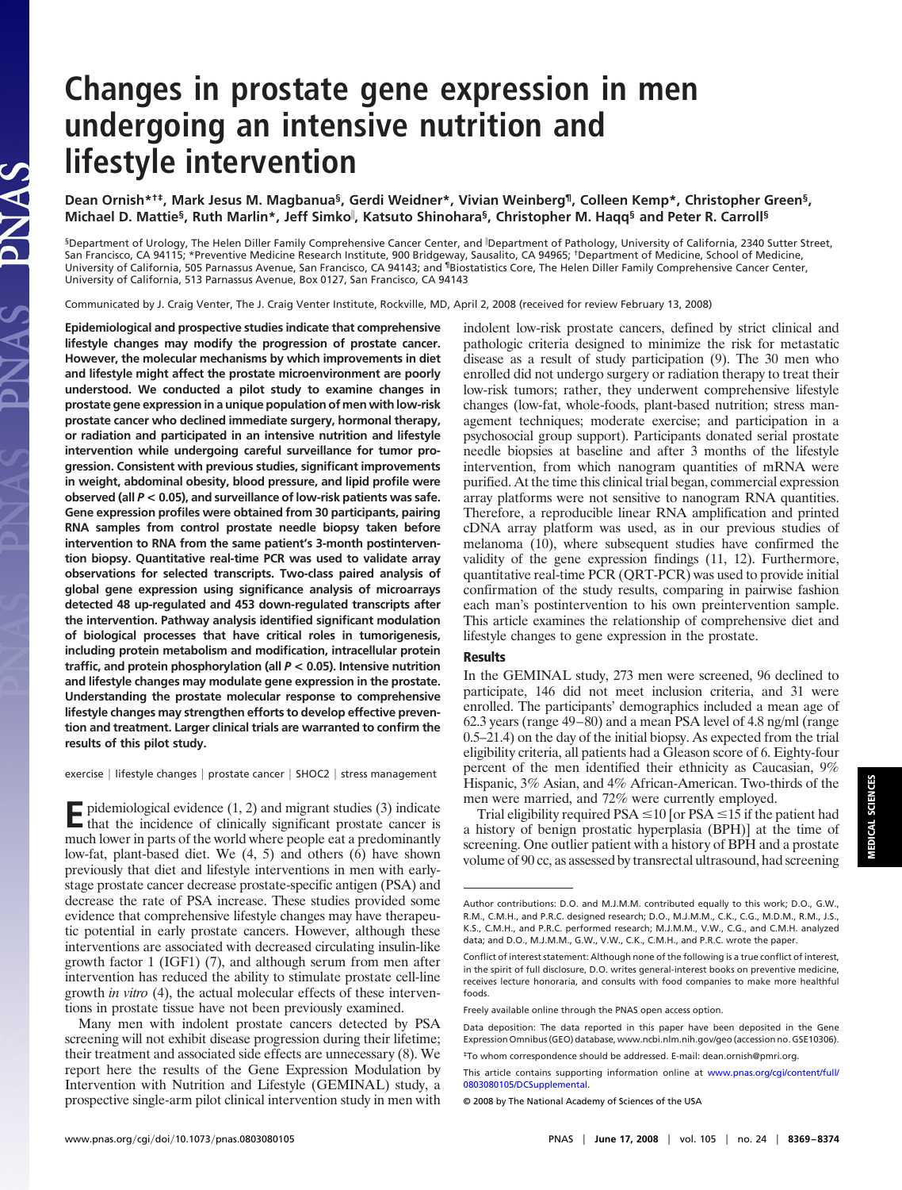# Changes in prostate gene expression in men undergoing an intensive nutrition and lifestyle intervention

**Dean Ornish*†‡, Mark Jesus M. Magbanua§, Gerdi Weidner*, Vivian Weinberg¶, Colleen Kemp*, Christopher Green§, Michael D. Mattie§, Ruth Marlin*, Jeff Simko‖, Katsuto Shinohara§, Christopher M. Haqq§ and Peter R. Carroll§**

§Department of Urology, The Helen Diller Family Comprehensive Cancer Center, and ‖Department of Pathology, University of California, 2340 Sutter Street, San Francisco, CA 94115; *Preventive Medicine Research Institute, 900 Bridgeway, Sausalito, CA 94965; †Department of Medicine, School of Medicine, University of California, 505 Parnassus Avenue, San Francisco, CA 94143; and ¶Biostatistics Core, The Helen Diller Family Comprehensive Cancer Center, University of California, 513 Parnassus Avenue, Box 0127, San Francisco, CA 94143

Communicated by J. Craig Venter, The J. Craig Venter Institute, Rockville, MD, April 2, 2008 (received for review February 13, 2008)

**Epidemiological and prospective studies indicate that comprehensive lifestyle changes may modify the progression of prostate cancer. However, the molecular mechanisms by which improvements in diet and lifestyle might affect the prostate microenvironment are poorly understood. We conducted a pilot study to examine changes in prostate gene expression in a unique population of men with low-risk prostate cancer who declined immediate surgery, hormonal therapy, or radiation and participated in an intensive nutrition and lifestyle intervention while undergoing careful surveillance for tumor progression. Consistent with previous studies, significant improvements in weight, abdominal obesity, blood pressure, and lipid profile were observed (all $P < 0.05$), and surveillance of low-risk patients was safe. Gene expression profiles were obtained from 30 participants, pairing RNA samples from control prostate needle biopsy taken before intervention to RNA from the same patient's 3-month postintervention biopsy. Quantitative real-time PCR was used to validate array observations for selected transcripts. Two-class paired analysis of global gene expression using significance analysis of microarrays detected 48 up-regulated and 453 down-regulated transcripts after the intervention. Pathway analysis identified significant modulation of biological processes that have critical roles in tumorigenesis, including protein metabolism and modification, intracellular protein traffic, and protein phosphorylation (all $P < 0.05$). Intensive nutrition and lifestyle changes may modulate gene expression in the prostate. Understanding the prostate molecular response to comprehensive lifestyle changes may strengthen efforts to develop effective prevention and treatment. Larger clinical trials are warranted to confirm the results of this pilot study.**

exercise | lifestyle changes | prostate cancer | SHOC2 | stress management

Epidemiological evidence (1, 2) and migrant studies (3) indicate that the incidence of clinically significant prostate cancer is much lower in parts of the world where people eat a predominantly low-fat, plant-based diet. We (4, 5) and others (6) have shown previously that diet and lifestyle interventions in men with early-stage prostate cancer decrease prostate-specific antigen (PSA) and decrease the rate of PSA increase. These studies provided some evidence that comprehensive lifestyle changes may have therapeutic potential in early prostate cancers. However, although these interventions are associated with decreased circulating insulin-like growth factor 1 (IGF1) (7), and although serum from men after intervention has reduced the ability to stimulate prostate cell-line growth *in vitro* (4), the actual molecular effects of these interventions in prostate tissue have not been previously examined.

Many men with indolent prostate cancers detected by PSA screening will not exhibit disease progression during their lifetime; their treatment and associated side effects are unnecessary (8). We report here the results of the Gene Expression Modulation by Intervention with Nutrition and Lifestyle (GEMINAL) study, a prospective single-arm pilot clinical intervention study in men with indolent low-risk prostate cancers, defined by strict clinical and pathologic criteria designed to minimize the risk for metastatic disease as a result of study participation (9). The 30 men who enrolled did not undergo surgery or radiation therapy to treat their low-risk tumors; rather, they underwent comprehensive lifestyle changes (low-fat, whole-foods, plant-based nutrition; stress management techniques; moderate exercise; and participation in a psychosocial group support). Participants donated serial prostate needle biopsies at baseline and after 3 months of the lifestyle intervention, from which nanogram quantities of mRNA were purified. At the time this clinical trial began, commercial expression array platforms were not sensitive to nanogram RNA quantities. Therefore, a reproducible linear RNA amplification and printed cDNA array platform was used, as in our previous studies of melanoma (10), where subsequent studies have confirmed the validity of the gene expression findings (11, 12). Furthermore, quantitative real-time PCR (QRT-PCR) was used to provide initial confirmation of the study results, comparing in pairwise fashion each man's postintervention to his own preintervention sample. This article examines the relationship of comprehensive diet and lifestyle changes to gene expression in the prostate.

## Results

In the GEMINAL study, 273 men were screened, 96 declined to participate, 146 did not meet inclusion criteria, and 31 were enrolled. The participants' demographics included a mean age of 62.3 years (range 49–80) and a mean PSA level of 4.8 ng/ml (range 0.5–21.4) on the day of the initial biopsy. As expected from the trial eligibility criteria, all patients had a Gleason score of 6. Eighty-four percent of the men identified their ethnicity as Caucasian, 9% Hispanic, 3% Asian, and 4% African-American. Two-thirds of the men were married, and 72% were currently employed.

Trial eligibility required PSA ≤10 [or PSA ≤15 if the patient had a history of benign prostatic hyperplasia (BPH)] at the time of screening. One outlier patient with a history of BPH and a prostate volume of 90 cc, as assessed by transrectal ultrasound, had screening

---

Author contributions: D.O. and M.J.M.M. contributed equally to this work; D.O., G.W., R.M., C.M.H., and P.R.C. designed research; D.O., M.J.M.M., C.K., C.G., M.D.M., R.M., J.S., K.S., C.M.H., and P.R.C. performed research; M.J.M.M., V.W., C.G., and C.M.H. analyzed data; and D.O., M.J.M.M., G.W., V.W., C.K., C.M.H., and P.R.C. wrote the paper.

Conflict of interest statement: Although none of the following is a true conflict of interest, in the spirit of full disclosure, D.O. writes general-interest books on preventive medicine, receives lecture honoraria, and consults with food companies to make more healthful foods.

Freely available online through the PNAS open access option.

Data deposition: The data reported in this paper have been deposited in the Gene Expression Omnibus (GEO) database, www.ncbi.nlm.nih.gov/geo (accession no. GSE10306).

‡To whom correspondence should be addressed. E-mail: dean.ornish@pmri.org.

This article contains supporting information online at www.pnas.org/cgi/content/full/0803080105/DCSupplemental.

© 2008 by The National Academy of Sciences of the USA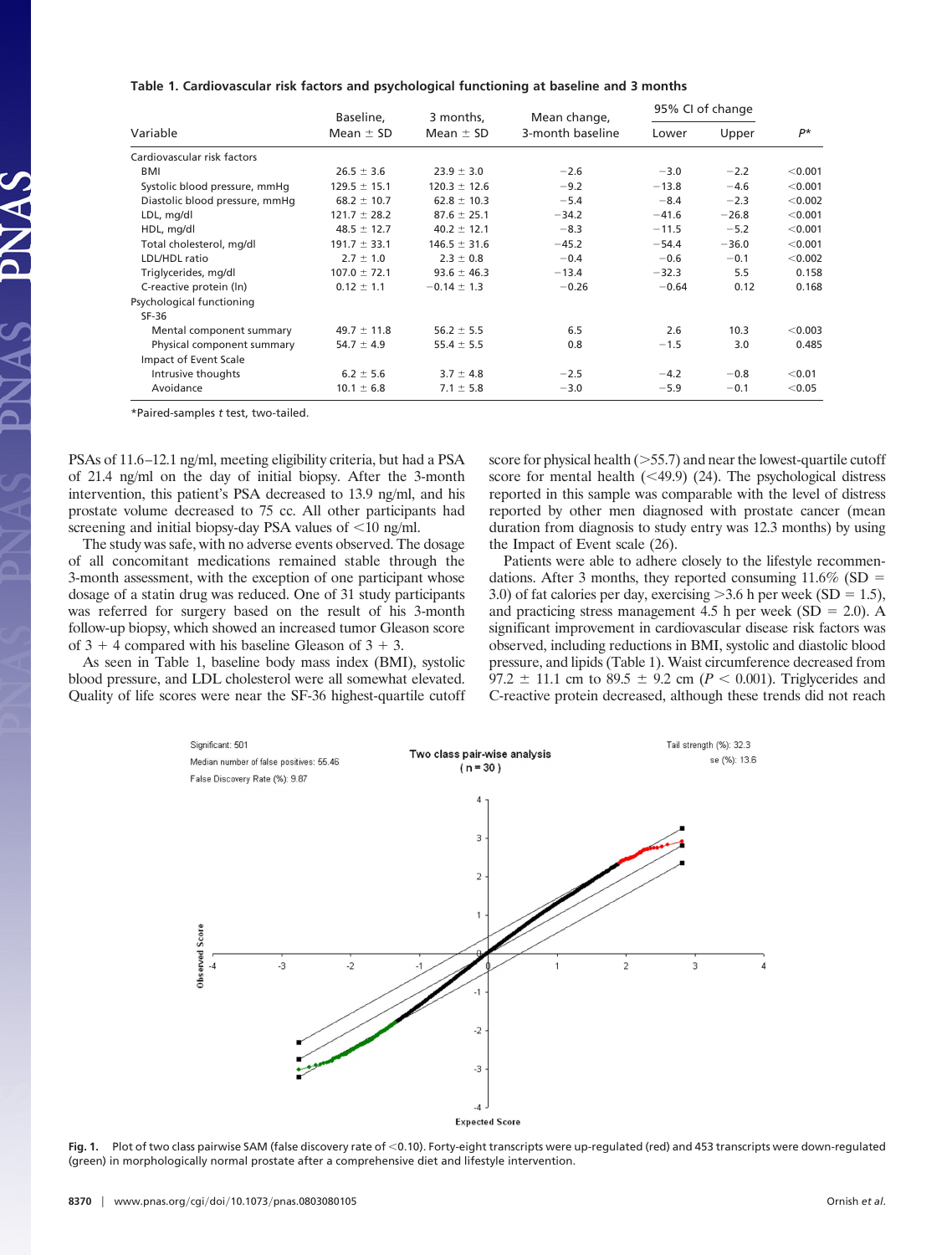**Table 1. Cardiovascular risk factors and psychological functioning at baseline and 3 months**

| Variable | Baseline, Mean ± SD | 3 months, Mean ± SD | Mean change, 3-month baseline | 95% CI of change Lower | 95% CI of change Upper | P* |
|---|---|---|---|---|---|---|
| Cardiovascular risk factors | | | | | | |
| BMI | 26.5 ± 3.6 | 23.9 ± 3.0 | −2.6 | −3.0 | −2.2 | <0.001 |
| Systolic blood pressure, mmHg | 129.5 ± 15.1 | 120.3 ± 12.6 | −9.2 | −13.8 | −4.6 | <0.001 |
| Diastolic blood pressure, mmHg | 68.2 ± 10.7 | 62.8 ± 10.3 | −5.4 | −8.4 | −2.3 | <0.002 |
| LDL, mg/dl | 121.7 ± 28.2 | 87.6 ± 25.1 | −34.2 | −41.6 | −26.8 | <0.001 |
| HDL, mg/dl | 48.5 ± 12.7 | 40.2 ± 12.1 | −8.3 | −11.5 | −5.2 | <0.001 |
| Total cholesterol, mg/dl | 191.7 ± 33.1 | 146.5 ± 31.6 | −45.2 | −54.4 | −36.0 | <0.001 |
| LDL/HDL ratio | 2.7 ± 1.0 | 2.3 ± 0.8 | −0.4 | −0.6 | −0.1 | <0.002 |
| Triglycerides, mg/dl | 107.0 ± 72.1 | 93.6 ± 46.3 | −13.4 | −32.3 | 5.5 | 0.158 |
| C-reactive protein (ln) | 0.12 ± 1.1 | −0.14 ± 1.3 | −0.26 | −0.64 | 0.12 | 0.168 |
| Psychological functioning | | | | | | |
| SF-36 | | | | | | |
| Mental component summary | 49.7 ± 11.8 | 56.2 ± 5.5 | 6.5 | 2.6 | 10.3 | <0.003 |
| Physical component summary | 54.7 ± 4.9 | 55.4 ± 5.5 | 0.8 | −1.5 | 3.0 | 0.485 |
| Impact of Event Scale | | | | | | |
| Intrusive thoughts | 6.2 ± 5.6 | 3.7 ± 4.8 | −2.5 | −4.2 | −0.8 | <0.01 |
| Avoidance | 10.1 ± 6.8 | 7.1 ± 5.8 | −3.0 | −5.9 | −0.1 | <0.05 |

*Paired-samples *t* test, two-tailed.

PSAs of 11.6–12.1 ng/ml, meeting eligibility criteria, but had a PSA of 21.4 ng/ml on the day of initial biopsy. After the 3-month intervention, this patient's PSA decreased to 13.9 ng/ml, and his prostate volume decreased to 75 cc. All other participants had screening and initial biopsy-day PSA values of <10 ng/ml.

The study was safe, with no adverse events observed. The dosage of all concomitant medications remained stable through the 3-month assessment, with the exception of one participant whose dosage of a statin drug was reduced. One of 31 study participants was referred for surgery based on the result of his 3-month follow-up biopsy, which showed an increased tumor Gleason score of 3 + 4 compared with his baseline Gleason of 3 + 3.

As seen in Table 1, baseline body mass index (BMI), systolic blood pressure, and LDL cholesterol were all somewhat elevated. Quality of life scores were near the SF-36 highest-quartile cutoff score for physical health (>55.7) and near the lowest-quartile cutoff score for mental health (<49.9) (24). The psychological distress reported in this sample was comparable with the level of distress reported by other men diagnosed with prostate cancer (mean duration from diagnosis to study entry was 12.3 months) by using the Impact of Event scale (26).

Patients were able to adhere closely to the lifestyle recommendations. After 3 months, they reported consuming 11.6% (SD = 3.0) of fat calories per day, exercising >3.6 h per week (SD = 1.5), and practicing stress management 4.5 h per week (SD = 2.0). A significant improvement in cardiovascular disease risk factors was observed, including reductions in BMI, systolic and diastolic blood pressure, and lipids (Table 1). Waist circumference decreased from 97.2 ± 11.1 cm to 89.5 ± 9.2 cm ($P < 0.001$). Triglycerides and C-reactive protein decreased, although these trends did not reach

**Fig. 1.** Plot of two class pairwise SAM (false discovery rate of <0.10). Forty-eight transcripts were up-regulated (red) and 453 transcripts were down-regulated (green) in morphologically normal prostate after a comprehensive diet and lifestyle intervention.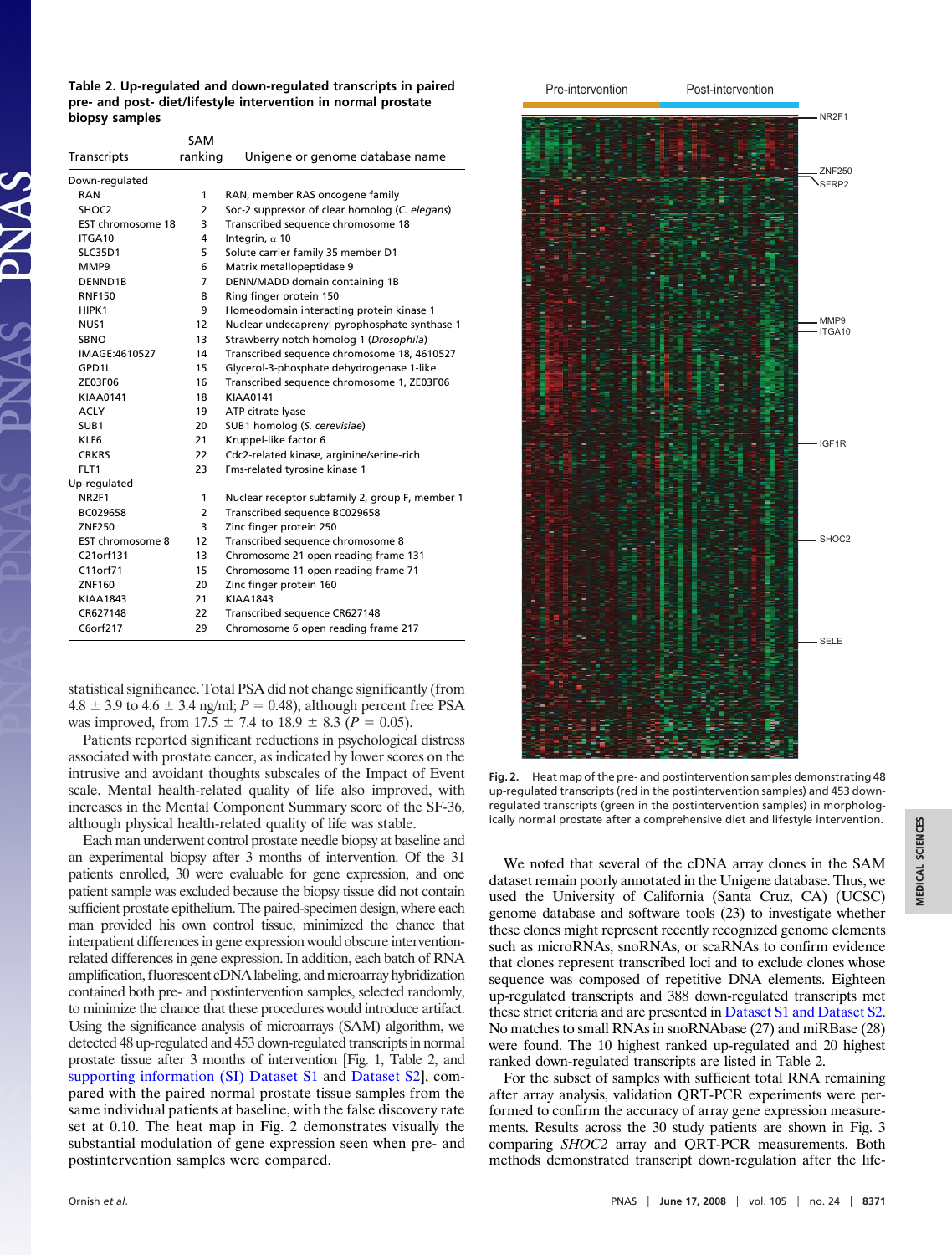**Table 2. Up-regulated and down-regulated transcripts in paired pre- and post- diet/lifestyle intervention in normal prostate biopsy samples**

| Transcripts | SAM ranking | Unigene or genome database name |
|---|---|---|
| Down-regulated | | |
| RAN | 1 | RAN, member RAS oncogene family |
| SHOC2 | 2 | Soc-2 suppressor of clear homolog (*C. elegans*) |
| EST chromosome 18 | 3 | Transcribed sequence chromosome 18 |
| ITGA10 | 4 | Integrin, α 10 |
| SLC35D1 | 5 | Solute carrier family 35 member D1 |
| MMP9 | 6 | Matrix metallopeptidase 9 |
| DENND1B | 7 | DENN/MADD domain containing 1B |
| RNF150 | 8 | Ring finger protein 150 |
| HIPK1 | 9 | Homeodomain interacting protein kinase 1 |
| NUS1 | 12 | Nuclear undecaprenyl pyrophosphate synthase 1 |
| SBNO | 13 | Strawberry notch homolog 1 (*Drosophila*) |
| IMAGE:4610527 | 14 | Transcribed sequence chromosome 18, 4610527 |
| GPD1L | 15 | Glycerol-3-phosphate dehydrogenase 1-like |
| ZE03F06 | 16 | Transcribed sequence chromosome 1, ZE03F06 |
| KIAA0141 | 18 | KIAA0141 |
| ACLY | 19 | ATP citrate lyase |
| SUB1 | 20 | SUB1 homolog (*S. cerevisiae*) |
| KLF6 | 21 | Kruppel-like factor 6 |
| CRKRS | 22 | Cdc2-related kinase, arginine/serine-rich |
| FLT1 | 23 | Fms-related tyrosine kinase 1 |
| Up-regulated | | |
| NR2F1 | 1 | Nuclear receptor subfamily 2, group F, member 1 |
| BC029658 | 2 | Transcribed sequence BC029658 |
| ZNF250 | 3 | Zinc finger protein 250 |
| EST chromosome 8 | 12 | Transcribed sequence chromosome 8 |
| C21orf131 | 13 | Chromosome 21 open reading frame 131 |
| C11orf71 | 15 | Chromosome 11 open reading frame 71 |
| ZNF160 | 20 | Zinc finger protein 160 |
| KIAA1843 | 21 | KIAA1843 |
| CR627148 | 22 | Transcribed sequence CR627148 |
| C6orf217 | 29 | Chromosome 6 open reading frame 217 |

statistical significance. Total PSA did not change significantly (from 4.8 ± 3.9 to 4.6 ± 3.4 ng/ml; $P = 0.48$), although percent free PSA was improved, from 17.5 ± 7.4 to 18.9 ± 8.3 ($P = 0.05$).

Patients reported significant reductions in psychological distress associated with prostate cancer, as indicated by lower scores on the intrusive and avoidant thoughts subscales of the Impact of Event scale. Mental health-related quality of life also improved, with increases in the Mental Component Summary score of the SF-36, although physical health-related quality of life was stable.

Each man underwent control prostate needle biopsy at baseline and an experimental biopsy after 3 months of intervention. Of the 31 patients enrolled, 30 were evaluable for gene expression, and one patient sample was excluded because the biopsy tissue did not contain sufficient prostate epithelium. The paired-specimen design, where each man provided his own control tissue, minimized the chance that interpatient differences in gene expression would obscure intervention-related differences in gene expression. In addition, each batch of RNA amplification, fluorescent cDNA labeling, and microarray hybridization contained both pre- and postintervention samples, selected randomly, to minimize the chance that these procedures would introduce artifact. Using the significance analysis of microarrays (SAM) algorithm, we detected 48 up-regulated and 453 down-regulated transcripts in normal prostate tissue after 3 months of intervention [Fig. 1, Table 2, and supporting information (SI) Dataset S1 and Dataset S2], compared with the paired normal prostate tissue samples from the same individual patients at baseline, with the false discovery rate set at 0.10. The heat map in Fig. 2 demonstrates visually the substantial modulation of gene expression seen when pre- and postintervention samples were compared.

**Fig. 2.** Heat map of the pre- and postintervention samples demonstrating 48 up-regulated transcripts (red in the postintervention samples) and 453 down-regulated transcripts (green in the postintervention samples) in morphologically normal prostate after a comprehensive diet and lifestyle intervention.

We noted that several of the cDNA array clones in the SAM dataset remain poorly annotated in the Unigene database. Thus, we used the University of California (Santa Cruz, CA) (UCSC) genome database and software tools (23) to investigate whether these clones might represent recently recognized genome elements such as microRNAs, snoRNAs, or scaRNAs to confirm evidence that clones represent transcribed loci and to exclude clones whose sequence was composed of repetitive DNA elements. Eighteen up-regulated transcripts and 388 down-regulated transcripts met these strict criteria and are presented in Dataset S1 and Dataset S2. No matches to small RNAs in snoRNAbase (27) and miRBase (28) were found. The 10 highest ranked up-regulated and 20 highest ranked down-regulated transcripts are listed in Table 2.

For the subset of samples with sufficient total RNA remaining after array analysis, validation QRT-PCR experiments were performed to confirm the accuracy of array gene expression measurements. Results across the 30 study patients are shown in Fig. 3 comparing *SHOC2* array and QRT-PCR measurements. Both methods demonstrated transcript down-regulation after the life-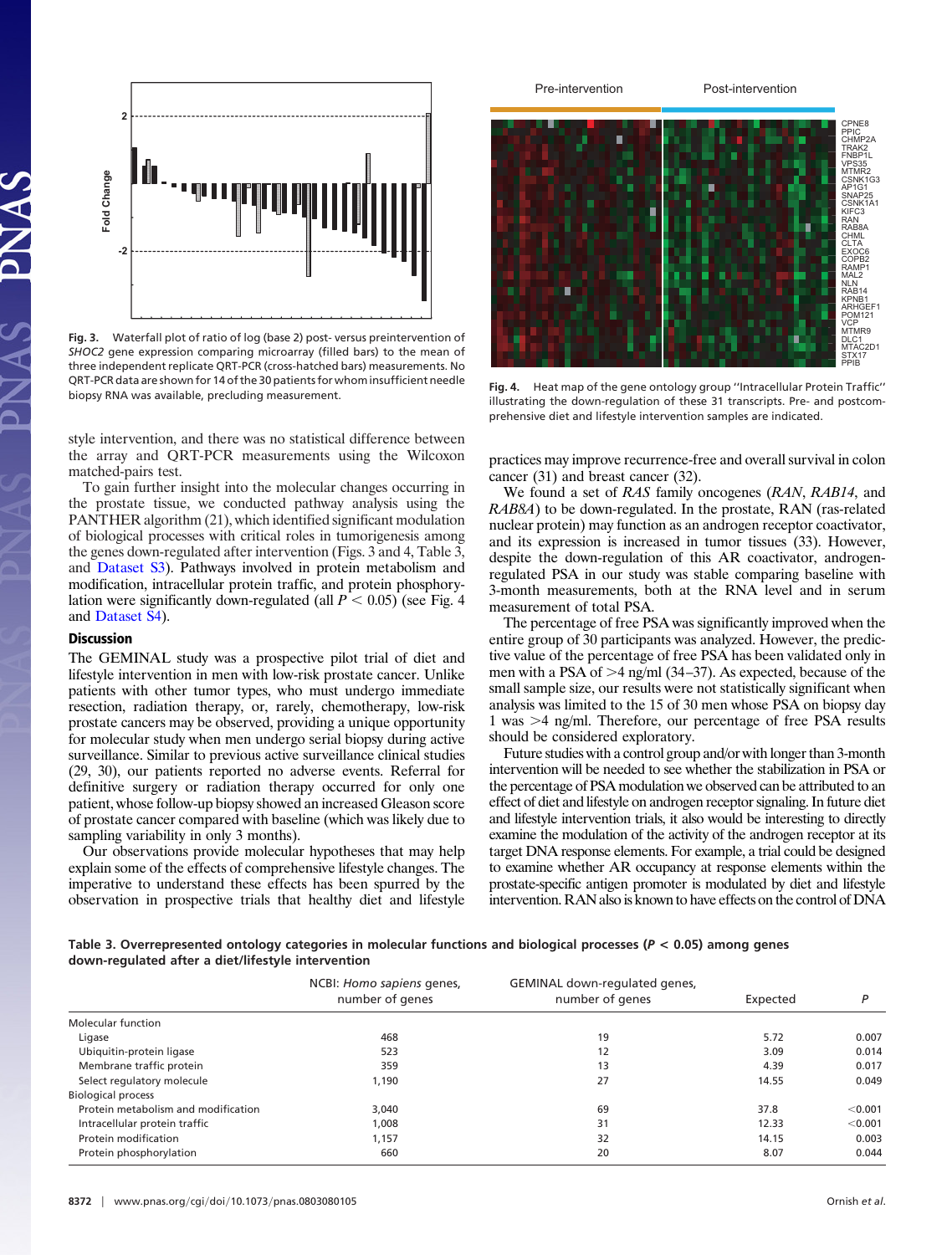**Fig. 3.** Waterfall plot of ratio of log (base 2) post- versus preintervention of *SHOC2* gene expression comparing microarray (filled bars) to the mean of three independent replicate QRT-PCR (cross-hatched bars) measurements. No QRT-PCR data are shown for 14 of the 30 patients for whom insufficient needle biopsy RNA was available, precluding measurement.

**Fig. 4.** Heat map of the gene ontology group "Intracellular Protein Traffic" illustrating the down-regulation of these 31 transcripts. Pre- and postcomprehensive diet and lifestyle intervention samples are indicated.

style intervention, and there was no statistical difference between the array and QRT-PCR measurements using the Wilcoxon matched-pairs test.

To gain further insight into the molecular changes occurring in the prostate tissue, we conducted pathway analysis using the PANTHER algorithm (21), which identified significant modulation of biological processes with critical roles in tumorigenesis among the genes down-regulated after intervention (Figs. 3 and 4, Table 3, and Dataset S3). Pathways involved in protein metabolism and modification, intracellular protein traffic, and protein phosphorylation were significantly down-regulated (all $P < 0.05$) (see Fig. 4 and Dataset S4).

## Discussion

The GEMINAL study was a prospective pilot trial of diet and lifestyle intervention in men with low-risk prostate cancer. Unlike patients with other tumor types, who must undergo immediate resection, radiation therapy, or, rarely, chemotherapy, low-risk prostate cancers may be observed, providing a unique opportunity for molecular study when men undergo serial biopsy during active surveillance. Similar to previous active surveillance clinical studies (29, 30), our patients reported no adverse events. Referral for definitive surgery or radiation therapy occurred for only one patient, whose follow-up biopsy showed an increased Gleason score of prostate cancer compared with baseline (which was likely due to sampling variability in only 3 months).

Our observations provide molecular hypotheses that may help explain some of the effects of comprehensive lifestyle changes. The imperative to understand these effects has been spurred by the observation in prospective trials that healthy diet and lifestyle practices may improve recurrence-free and overall survival in colon cancer (31) and breast cancer (32).

We found a set of *RAS* family oncogenes (*RAN*, *RAB14*, and *RAB8A*) to be down-regulated. In the prostate, RAN (ras-related nuclear protein) may function as an androgen receptor coactivator, and its expression is increased in tumor tissues (33). However, despite the down-regulation of this AR coactivator, androgen-regulated PSA in our study was stable comparing baseline with 3-month measurements, both at the RNA level and in serum measurement of total PSA.

The percentage of free PSA was significantly improved when the entire group of 30 participants was analyzed. However, the predictive value of the percentage of free PSA has been validated only in men with a PSA of >4 ng/ml (34–37). As expected, because of the small sample size, our results were not statistically significant when analysis was limited to the 15 of 30 men whose PSA on biopsy day 1 was >4 ng/ml. Therefore, our percentage of free PSA results should be considered exploratory.

Future studies with a control group and/or with longer than 3-month intervention will be needed to see whether the stabilization in PSA or the percentage of PSA modulation we observed can be attributed to an effect of diet and lifestyle on androgen receptor signaling. In future diet and lifestyle intervention trials, it also would be interesting to directly examine the modulation of the activity of the androgen receptor at its target DNA response elements. For example, a trial could be designed to examine whether AR occupancy at response elements within the prostate-specific antigen promoter is modulated by diet and lifestyle intervention. RAN also is known to have effects on the control of DNA

**Table 3. Overrepresented ontology categories in molecular functions and biological processes ($P < 0.05$) among genes down-regulated after a diet/lifestyle intervention**

| | NCBI: *Homo sapiens* genes, number of genes | GEMINAL down-regulated genes, number of genes | Expected | *P* |
|---|---|---|---|---|
| Molecular function | | | | |
| Ligase | 468 | 19 | 5.72 | 0.007 |
| Ubiquitin-protein ligase | 523 | 12 | 3.09 | 0.014 |
| Membrane traffic protein | 359 | 13 | 4.39 | 0.017 |
| Select regulatory molecule | 1,190 | 27 | 14.55 | 0.049 |
| Biological process | | | | |
| Protein metabolism and modification | 3,040 | 69 | 37.8 | <0.001 |
| Intracellular protein traffic | 1,008 | 31 | 12.33 | <0.001 |
| Protein modification | 1,157 | 32 | 14.15 | 0.003 |
| Protein phosphorylation | 660 | 20 | 8.07 | 0.044 |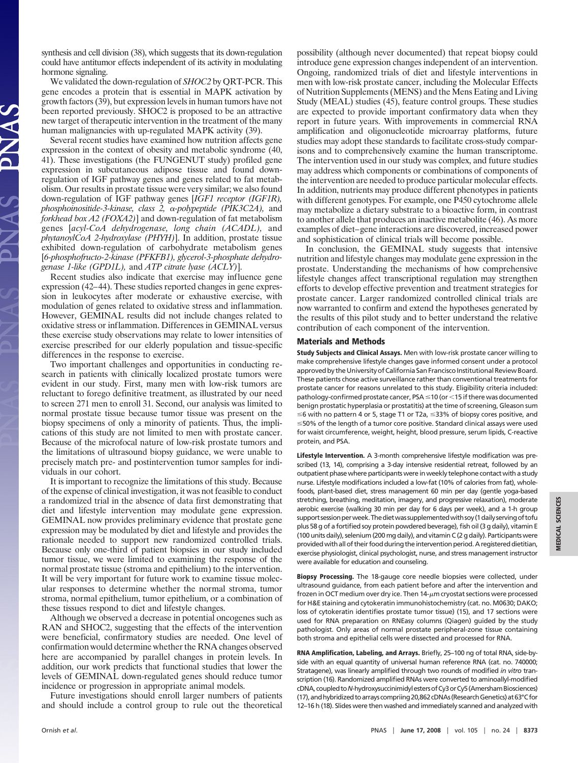synthesis and cell division (38), which suggests that its down-regulation could have antitumor effects independent of its activity in modulating hormone signaling.

We validated the down-regulation of *SHOC2* by QRT-PCR. This gene encodes a protein that is essential in MAPK activation by growth factors (39), but expression levels in human tumors have not been reported previously. SHOC2 is proposed to be an attractive new target of therapeutic intervention in the treatment of the many human malignancies with up-regulated MAPK activity (39).

Several recent studies have examined how nutrition affects gene expression in the context of obesity and metabolic syndrome (40, 41). These investigations (the FUNGENUT study) profiled gene expression in subcutaneous adipose tissue and found down-regulation of IGF pathway genes and genes related to fat metabolism. Our results in prostate tissue were very similar; we also found down-regulation of IGF pathway genes [*IGF1 receptor (IGF1R), phosphoinositide-3-kinase, class 2, α-polypeptide (PIK3C2A),* and *forkhead box A2 (FOXA2)*] and down-regulation of fat metabolism genes [*acyl-CoA dehydrogenase, long chain (ACADL),* and *phytanoylCoA 2-hydroxylase (PHYH)*]. In addition, prostate tissue exhibited down-regulation of carbohydrate metabolism genes [*6-phosphofructo-2-kinase (PFKFB1), glycerol-3-phosphate dehydrogenase 1-like (GPD1L),* and *ATP citrate lyase (ACLY)*].

Recent studies also indicate that exercise may influence gene expression (42–44). These studies reported changes in gene expression in leukocytes after moderate or exhaustive exercise, with modulation of genes related to oxidative stress and inflammation. However, GEMINAL results did not include changes related to oxidative stress or inflammation. Differences in GEMINAL versus these exercise study observations may relate to lower intensities of exercise prescribed for our elderly population and tissue-specific differences in the response to exercise.

Two important challenges and opportunities in conducting research in patients with clinically localized prostate tumors were evident in our study. First, many men with low-risk tumors are reluctant to forego definitive treatment, as illustrated by our need to screen 271 men to enroll 31. Second, our analysis was limited to normal prostate tissue because tumor tissue was present on the biopsy specimens of only a minority of patients. Thus, the implications of this study are not limited to men with prostate cancer. Because of the microfocal nature of low-risk prostate tumors and the limitations of ultrasound biopsy guidance, we were unable to precisely match pre- and postintervention tumor samples for individuals in our cohort.

It is important to recognize the limitations of this study. Because of the expense of clinical investigation, it was not feasible to conduct a randomized trial in the absence of data first demonstrating that diet and lifestyle intervention may modulate gene expression. GEMINAL now provides preliminary evidence that prostate gene expression may be modulated by diet and lifestyle and provides the rationale needed to support new randomized controlled trials. Because only one-third of patient biopsies in our study included tumor tissue, we were limited to examining the response of the normal prostate tissue (stroma and epithelium) to the intervention. It will be very important for future work to examine tissue molecular responses to determine whether the normal stroma, tumor stroma, normal epithelium, tumor epithelium, or a combination of these tissues respond to diet and lifestyle changes.

Although we observed a decrease in potential oncogenes such as RAN and SHOC2, suggesting that the effects of the intervention were beneficial, confirmatory studies are needed. One level of confirmation would determine whether the RNA changes observed here are accompanied by parallel changes in protein levels. In addition, our work predicts that functional studies that lower the levels of GEMINAL down-regulated genes should reduce tumor incidence or progression in appropriate animal models.

Future investigations should enroll larger numbers of patients and should include a control group to rule out the theoretical possibility (although never documented) that repeat biopsy could introduce gene expression changes independent of an intervention. Ongoing, randomized trials of diet and lifestyle interventions in men with low-risk prostate cancer, including the Molecular Effects of Nutrition Supplements (MENS) and the Mens Eating and Living Study (MEAL) studies (45), feature control groups. These studies are expected to provide important confirmatory data when they report in future years. With improvements in commercial RNA amplification and oligonucleotide microarray platforms, future studies may adopt these standards to facilitate cross-study comparisons and to comprehensively examine the human transcriptome. The intervention used in our study was complex, and future studies may address which components or combinations of components of the intervention are needed to produce particular molecular effects. In addition, nutrients may produce different phenotypes in patients with different genotypes. For example, one P450 cytochrome allele may metabolize a dietary substrate to a bioactive form, in contrast to another allele that produces an inactive metabolite (46). As more examples of diet–gene interactions are discovered, increased power and sophistication of clinical trials will become possible.

In conclusion, the GEMINAL study suggests that intensive nutrition and lifestyle changes may modulate gene expression in the prostate. Understanding the mechanisms of how comprehensive lifestyle changes affect transcriptional regulation may strengthen efforts to develop effective prevention and treatment strategies for prostate cancer. Larger randomized controlled clinical trials are now warranted to confirm and extend the hypotheses generated by the results of this pilot study and to better understand the relative contribution of each component of the intervention.

## Materials and Methods

**Study Subjects and Clinical Assays.** Men with low-risk prostate cancer willing to make comprehensive lifestyle changes gave informed consent under a protocol approved by the University of California San Francisco Institutional Review Board. These patients chose active surveillance rather than conventional treatments for prostate cancer for reasons unrelated to this study. Eligibility criteria included: pathology-confirmed prostate cancer, PSA ≤10 (or <15 if there was documented benign prostatic hyperplasia or prostatitis) at the time of screening, Gleason sum ≤6 with no pattern 4 or 5, stage T1 or T2a, ≤33% of biopsy cores positive, and ≤50% of the length of a tumor core positive. Standard clinical assays were used for waist circumference, weight, height, blood pressure, serum lipids, C-reactive protein, and PSA.

**Lifestyle Intervention.** A 3-month comprehensive lifestyle modification was prescribed (13, 14), comprising a 3-day intensive residential retreat, followed by an outpatient phase where participants were in weekly telephone contact with a study nurse. Lifestyle modifications included a low-fat (10% of calories from fat), whole-foods, plant-based diet, stress management 60 min per day (gentle yoga-based stretching, breathing, meditation, imagery, and progressive relaxation), moderate aerobic exercise (walking 30 min per day for 6 days per week), and a 1-h group support session per week. The diet was supplemented with soy (1 daily serving of tofu plus 58 g of a fortified soy protein powdered beverage), fish oil (3 g daily), vitamin E (100 units daily), selenium (200 mg daily), and vitamin C (2 g daily). Participants were provided with all of their food during the intervention period. A registered dietitian, exercise physiologist, clinical psychologist, nurse, and stress management instructor were available for education and counseling.

**Biopsy Processing.** The 18-gauge core needle biopsies were collected, under ultrasound guidance, from each patient before and after the intervention and frozen in OCT medium over dry ice. Then 14-$\mu$m cryostat sections were processed for H&E staining and cytokeratin immunohistochemistry (cat. no. M0630; DAKO; loss of cytokeratin identifies prostate tumor tissue) (15), and 17 sections were used for RNA preparation on RNEasy columns (Qiagen) guided by the study pathologist. Only areas of normal prostate peripheral-zone tissue containing both stroma and epithelial cells were dissected and processed for RNA.

**RNA Amplification, Labeling, and Arrays.** Briefly, 25–100 ng of total RNA, side-by-side with an equal quantity of universal human reference RNA (cat. no. 740000; Stratagene), was linearly amplified through two rounds of modified *in vitro* transcription (16). Randomized amplified RNAs were converted to aminoallyl-modified cDNA, coupled to *N*-hydroxysuccinimidyl esters of Cy3 or Cy5 (Amersham Biosciences) (17), and hybridized to arrays compriing 20,862 cDNAs (Research Genetics) at 63°C for 12–16 h (18). Slides were then washed and immediately scanned and analyzed with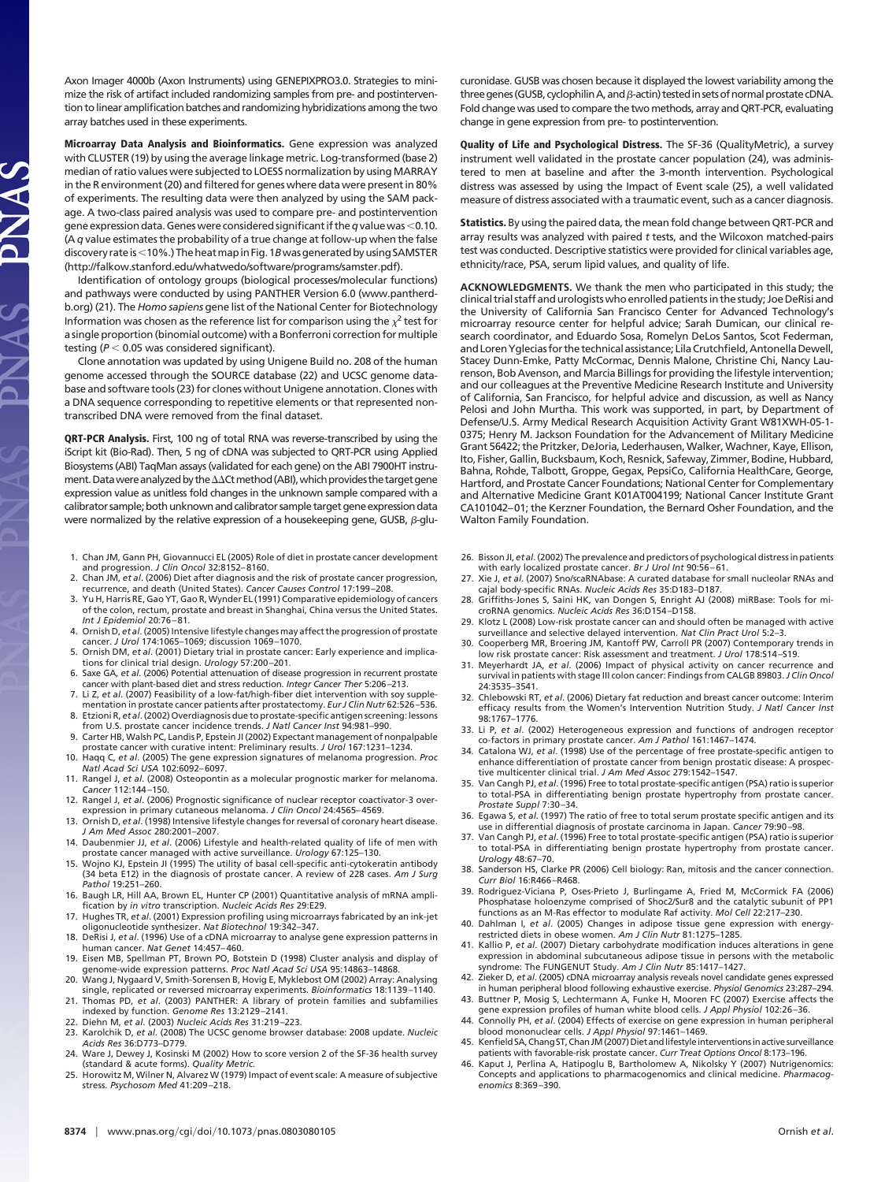Axon Imager 4000b (Axon Instruments) using GENEPIXPRO3.0. Strategies to minimize the risk of artifact included randomizing samples from pre- and postintervention to linear amplification batches and randomizing hybridizations among the two array batches used in these experiments.

**Microarray Data Analysis and Bioinformatics.** Gene expression was analyzed with CLUSTER (19) by using the average linkage metric. Log-transformed (base 2) median of ratio values were subjected to LOESS normalization by using MARRAY in the R environment (20) and filtered for genes where data were present in 80% of experiments. The resulting data were then analyzed by using the SAM package. A two-class paired analysis was used to compare pre- and postintervention gene expression data. Genes were considered significant if the *q* value was <0.10. (A *q* value estimates the probability of a true change at follow-up when the false discovery rate is <10%.) The heat map in Fig. 1*B* was generated by using SAMSTER (http://falkow.stanford.edu/whatwedo/software/programs/samster.pdf).

Identification of ontology groups (biological processes/molecular functions) and pathways were conducted by using PANTHER Version 6.0 (www.pantherdb.org) (21). The *Homo sapiens* gene list of the National Center for Biotechnology Information was chosen as the reference list for comparison using the $\chi^2$ test for a single proportion (binomial outcome) with a Bonferroni correction for multiple testing ($P < 0.05$ was considered significant).

Clone annotation was updated by using Unigene Build no. 208 of the human genome accessed through the SOURCE database (22) and UCSC genome database and software tools (23) for clones without Unigene annotation. Clones with a DNA sequence corresponding to repetitive elements or that represented nontranscribed DNA were removed from the final dataset.

**QRT-PCR Analysis.** First, 100 ng of total RNA was reverse-transcribed by using the iScript kit (Bio-Rad). Then, 5 ng of cDNA was subjected to QRT-PCR using Applied Biosystems (ABI) TaqMan assays (validated for each gene) on the ABI 7900HT instrument. Data were analyzed by the $\Delta\Delta$Ct method (ABI), which provides the target gene expression value as unitless fold changes in the unknown sample compared with a calibrator sample; both unknown and calibrator sample target gene expression data were normalized by the relative expression of a housekeeping gene, GUSB, $\beta$-glucuronidase. GUSB was chosen because it displayed the lowest variability among the three genes (GUSB, cyclophilin A, and $\beta$-actin) tested in sets of normal prostate cDNA. Fold change was used to compare the two methods, array and QRT-PCR, evaluating change in gene expression from pre- to postintervention.

**Quality of Life and Psychological Distress.** The SF-36 (QualityMetric), a survey instrument well validated in the prostate cancer population (24), was administered to men at baseline and after the 3-month intervention. Psychological distress was assessed by using the Impact of Event scale (25), a well validated measure of distress associated with a traumatic event, such as a cancer diagnosis.

**Statistics.** By using the paired data, the mean fold change between QRT-PCR and array results was analyzed with paired *t* tests, and the Wilcoxon matched-pairs test was conducted. Descriptive statistics were provided for clinical variables age, ethnicity/race, PSA, serum lipid values, and quality of life.

**ACKNOWLEDGMENTS.** We thank the men who participated in this study; the clinical trial staff and urologists who enrolled patients in the study; Joe DeRisi and the University of California San Francisco Center for Advanced Technology's microarray resource center for helpful advice; Sarah Dumican, our clinical research coordinator, and Eduardo Sosa, Romelyn DeLos Santos, Scot Federman, and Loren Yglecias for the technical assistance; Lila Crutchfield, Antonella Dewell, Stacey Dunn-Emke, Patty McCormac, Dennis Malone, Christine Chi, Nancy Laurenson, Bob Avenson, and Marcia Billings for providing the lifestyle intervention; and our colleagues at the Preventive Medicine Research Institute and University of California, San Francisco, for helpful advice and discussion, as well as Nancy Pelosi and John Murtha. This work was supported, in part, by Department of Defense/U.S. Army Medical Research Acquisition Activity Grant W81XWH-05-1-0375; Henry M. Jackson Foundation for the Advancement of Military Medicine Grant 56422; the Pritzker, DeJoria, Lederhausen, Walker, Wachner, Kaye, Ellison, Ito, Fisher, Gallin, Bucksbaum, Koch, Resnick, Safeway, Zimmer, Bodine, Hubbard, Bahna, Rohde, Talbott, Groppe, Gegax, PepsiCo, California HealthCare, George, Hartford, and Prostate Cancer Foundations; National Center for Complementary and Alternative Medicine Grant K01AT004199; National Cancer Institute Grant CA101042–01; the Kerzner Foundation, the Bernard Osher Foundation, and the Walton Family Foundation.

1. Chan JM, Gann PH, Giovannucci EL (2005) Role of diet in prostate cancer development and progression. *J Clin Oncol* 32:8152–8160.
2. Chan JM, *et al*. (2006) Diet after diagnosis and the risk of prostate cancer progression, recurrence, and death (United States). *Cancer Causes Control* 17:199–208.
3. Yu H, Harris RE, Gao YT, Gao R, Wynder EL (1991) Comparative epidemiology of cancers of the colon, rectum, prostate and breast in Shanghai, China versus the United States. *Int J Epidemiol* 20:76–81.
4. Ornish D, *et al*. (2005) Intensive lifestyle changes may affect the progression of prostate cancer. *J Urol* 174:1065–1069; discussion 1069–1070.
5. Ornish DM, *et al*. (2001) Dietary trial in prostate cancer: Early experience and implications for clinical trial design. *Urology* 57:200–201.
6. Saxe GA, *et al.* (2006) Potential attenuation of disease progression in recurrent prostate cancer with plant-based diet and stress reduction. *Integr Cancer Ther* 5:206–213.
7. Li Z, *et al*. (2007) Feasibility of a low-fat/high-fiber diet intervention with soy supplementation in prostate cancer patients after prostatectomy. *Eur J Clin Nutr* 62:526–536.
8. Etzioni R, *et al*. (2002) Overdiagnosis due to prostate-specific antigen screening: lessons from U.S. prostate cancer incidence trends. *J Natl Cancer Inst* 94:981–990.
9. Carter HB, Walsh PC, Landis P, Epstein JI (2002) Expectant management of nonpalpable prostate cancer with curative intent: Preliminary results. *J Urol* 167:1231–1234.
10. Haqq C, *et al*. (2005) The gene expression signatures of melanoma progression. *Proc Natl Acad Sci USA* 102:6092–6097.
11. Rangel J, *et al*. (2008) Osteopontin as a molecular prognostic marker for melanoma. *Cancer* 112:144–150.
12. Rangel J, *et al*. (2006) Prognostic significance of nuclear receptor coactivator-3 overexpression in primary cutaneous melanoma. *J Clin Oncol* 24:4565–4569.
13. Ornish D, *et al*. (1998) Intensive lifestyle changes for reversal of coronary heart disease. *J Am Med Assoc* 280:2001–2007.
14. Daubenmier JJ, *et al*. (2006) Lifestyle and health-related quality of life of men with prostate cancer managed with active surveillance. *Urology* 67:125–130.
15. Wojno KJ, Epstein JI (1995) The utility of basal cell-specific anti-cytokeratin antibody (34 beta E12) in the diagnosis of prostate cancer. A review of 228 cases. *Am J Surg Pathol* 19:251–260.
16. Baugh LR, Hill AA, Brown EL, Hunter CP (2001) Quantitative analysis of mRNA amplification by *in vitro* transcription. *Nucleic Acids Res* 29:E29.
17. Hughes TR, *et al*. (2001) Expression profiling using microarrays fabricated by an ink-jet oligonucleotide synthesizer. *Nat Biotechnol* 19:342–347.
18. DeRisi J, *et al*. (1996) Use of a cDNA microarray to analyse gene expression patterns in human cancer. *Nat Genet* 14:457–460.
19. Eisen MB, Spellman PT, Brown PO, Botstein D (1998) Cluster analysis and display of genome-wide expression patterns. *Proc Natl Acad Sci USA* 95:14863–14868.
20. Wang J, Nygaard V, Smith-Sorensen B, Hovig E, Myklebost OM (2002) Array: Analysing single, replicated or reversed microarray experiments. *Bioinformatics* 18:1139–1140.
21. Thomas PD, *et al*. (2003) PANTHER: A library of protein families and subfamilies indexed by function. *Genome Res* 13:2129–2141.
22. Diehn M, *et al*. (2003) *Nucleic Acids Res* 31:219–223.
23. Karolchik D, *et al*. (2008) The UCSC genome browser database: 2008 update. *Nucleic Acids Res* 36:D773–D779.
24. Ware J, Dewey J, Kosinski M (2002) How to score version 2 of the SF-36 health survey (standard & acute forms). *Quality Metric.*
25. Horowitz M, Wilner N, Alvarez W (1979) Impact of event scale: A measure of subjective stress. *Psychosom Med* 41:209–218.
26. Bisson JI, *et al*. (2002) The prevalence and predictors of psychological distress in patients with early localized prostate cancer. *Br J Urol Int* 90:56–61.
27. Xie J, *et al*. (2007) Sno/scaRNAbase: A curated database for small nucleolar RNAs and cajal body-specific RNAs. *Nucleic Acids Res* 35:D183–D187.
28. Griffiths-Jones S, Saini HK, van Dongen S, Enright AJ (2008) miRBase: Tools for microRNA genomics. *Nucleic Acids Res* 36:D154–D158.
29. Klotz L (2008) Low-risk prostate cancer can and should often be managed with active surveillance and selective delayed intervention. *Nat Clin Pract Urol* 5:2–3.
30. Cooperberg MR, Broering JM, Kantoff PW, Carroll PR (2007) Contemporary trends in low risk prostate cancer: Risk assessment and treatment. *J Urol* 178:S14–S19.
31. Meyerhardt JA, *et al*. (2006) Impact of physical activity on cancer recurrence and survival in patients with stage III colon cancer: Findings from CALGB 89803. *J Clin Oncol* 24:3535–3541.
32. Chlebowski RT, *et al*. (2006) Dietary fat reduction and breast cancer outcome: Interim efficacy results from the Women's Intervention Nutrition Study. *J Natl Cancer Inst* 98:1767–1776.
33. Li P, *et al*. (2002) Heterogeneous expression and functions of androgen receptor co-factors in primary prostate cancer. *Am J Pathol* 161:1467–1474.
34. Catalona WJ, *et al*. (1998) Use of the percentage of free prostate-specific antigen to enhance differentiation of prostate cancer from benign prostatic disease: A prospective multicenter clinical trial. *J Am Med Assoc* 279:1542–1547.
35. Van Cangh PJ, *et al*. (1996) Free to total prostate-specific antigen (PSA) ratio is superior to total-PSA in differentiating benign prostate hypertrophy from prostate cancer. *Prostate Suppl* 7:30–34.
36. Egawa S, *et al*. (1997) The ratio of free to total serum prostate specific antigen and its use in differential diagnosis of prostate carcinoma in Japan. *Cancer* 79:90–98.
37. Van Cangh PJ, *et al*. (1996) Free to total prostate-specific antigen (PSA) ratio is superior to total-PSA in differentiating benign prostate hypertrophy from prostate cancer. *Urology* 48:67–70.
38. Sanderson HS, Clarke PR (2006) Cell biology: Ran, mitosis and the cancer connection. *Curr Biol* 16:R466–R468.
39. Rodriguez-Viciana P, Oses-Prieto J, Burlingame A, Fried M, McCormick FA (2006) Phosphatase holoenzyme comprised of Shoc2/Sur8 and the catalytic subunit of PP1 functions as an M-Ras effector to modulate Raf activity. *Mol Cell* 22:217–230.
40. Dahlman I, *et al*. (2005) Changes in adipose tissue gene expression with energy-restricted diets in obese women. *Am J Clin Nutr* 81:1275–1285.
41. Kallio P, *et al*. (2007) Dietary carbohydrate modification induces alterations in gene expression in abdominal subcutaneous adipose tissue in persons with the metabolic syndrome: The FUNGENUT Study. *Am J Clin Nutr* 85:1417–1427.
42. Zieker D, *et al*. (2005) cDNA microarray analysis reveals novel candidate genes expressed in human peripheral blood following exhaustive exercise. *Physiol Genomics* 23:287–294.
43. Buttner P, Mosig S, Lechtermann A, Funke H, Mooren FC (2007) Exercise affects the gene expression profiles of human white blood cells. *J Appl Physiol* 102:26–36.
44. Connolly PH, *et al*. (2004) Effects of exercise on gene expression in human peripheral blood mononuclear cells. *J Appl Physiol* 97:1461–1469.
45. Kenfield SA, Chang ST, Chan JM (2007) Diet and lifestyle interventions in active surveillance patients with favorable-risk prostate cancer. *Curr Treat Options Oncol* 8:173–196.
46. Kaput J, Perlina A, Hatipoglu B, Bartholomew A, Nikolsky Y (2007) Nutrigenomics: Concepts and applications to pharmacogenomics and clinical medicine. *Pharmacogenomics* 8:369–390.